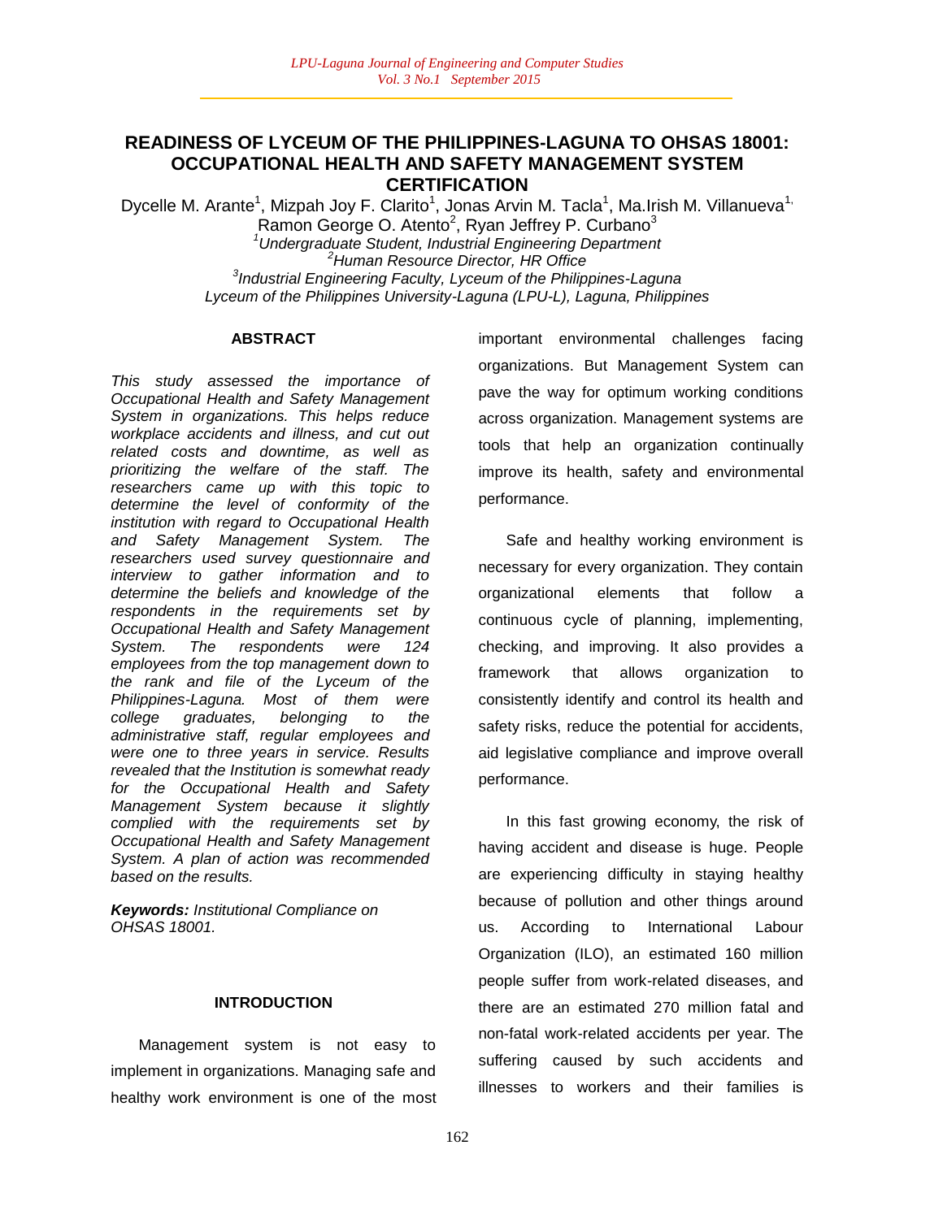# READINESS OF LYCEUM OF THE PHILIPPINES-LAGUNA TO OHSAS 18001: OCCUPATIONAL HEALTH AND SAFETY MANAGEMENT SYSTEM CERTIFICATION

Dycelle M. Arante[1], Mizpah Joy F. Clarito[1], Jonas Arvin M. Tacla[1], Ma.Irish M. Villanueva[1], Ramon George O. Atento[2], Ryan Jeffrey P. Curbano[3]

*[1]Undergraduate Student, Industrial Engineering Department*
*[2]Human Resource Director, HR Office*
*[3]Industrial Engineering Faculty, Lyceum of the Philippines-Laguna*
*Lyceum of the Philippines University-Laguna (LPU-L), Laguna, Philippines*

## ABSTRACT

*This study assessed the importance of Occupational Health and Safety Management System in organizations. This helps reduce workplace accidents and illness, and cut out related costs and downtime, as well as prioritizing the welfare of the staff. The researchers came up with this topic to determine the level of conformity of the institution with regard to Occupational Health and Safety Management System. The researchers used survey questionnaire and interview to gather information and to determine the beliefs and knowledge of the respondents in the requirements set by Occupational Health and Safety Management System. The respondents were 124 employees from the top management down to the rank and file of the Lyceum of the Philippines-Laguna. Most of them were college graduates, belonging to the administrative staff, regular employees and were one to three years in service. Results revealed that the Institution is somewhat ready for the Occupational Health and Safety Management System because it slightly complied with the requirements set by Occupational Health and Safety Management System. A plan of action was recommended based on the results.*

***Keywords:*** *Institutional Compliance on OHSAS 18001.*

## INTRODUCTION

Management system is not easy to implement in organizations. Managing safe and healthy work environment is one of the most important environmental challenges facing organizations. But Management System can pave the way for optimum working conditions across organization. Management systems are tools that help an organization continually improve its health, safety and environmental performance.

Safe and healthy working environment is necessary for every organization. They contain organizational elements that follow a continuous cycle of planning, implementing, checking, and improving. It also provides a framework that allows organization to consistently identify and control its health and safety risks, reduce the potential for accidents, aid legislative compliance and improve overall performance.

In this fast growing economy, the risk of having accident and disease is huge. People are experiencing difficulty in staying healthy because of pollution and other things around us. According to International Labour Organization (ILO), an estimated 160 million people suffer from work-related diseases, and there are an estimated 270 million fatal and non-fatal work-related accidents per year. The suffering caused by such accidents and illnesses to workers and their families is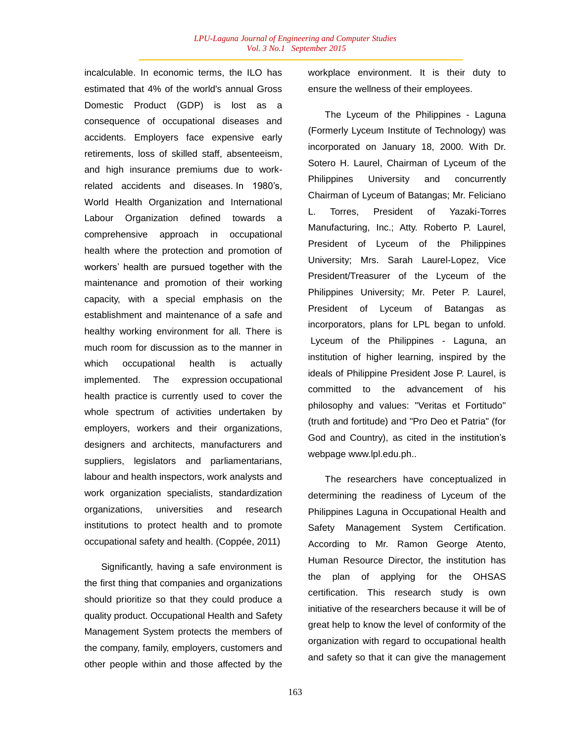incalculable. In economic terms, the ILO has estimated that 4% of the world's annual Gross Domestic Product (GDP) is lost as a consequence of occupational diseases and accidents. Employers face expensive early retirements, loss of skilled staff, absenteeism, and high insurance premiums due to work-related accidents and diseases. In 1980's, World Health Organization and International Labour Organization defined towards a comprehensive approach in occupational health where the protection and promotion of workers' health are pursued together with the maintenance and promotion of their working capacity, with a special emphasis on the establishment and maintenance of a safe and healthy working environment for all. There is much room for discussion as to the manner in which occupational health is actually implemented. The expression occupational health practice is currently used to cover the whole spectrum of activities undertaken by employers, workers and their organizations, designers and architects, manufacturers and suppliers, legislators and parliamentarians, labour and health inspectors, work analysts and work organization specialists, standardization organizations, universities and research institutions to protect health and to promote occupational safety and health. (Coppée, 2011)

Significantly, having a safe environment is the first thing that companies and organizations should prioritize so that they could produce a quality product. Occupational Health and Safety Management System protects the members of the company, family, employers, customers and other people within and those affected by the workplace environment. It is their duty to ensure the wellness of their employees.

The Lyceum of the Philippines - Laguna (Formerly Lyceum Institute of Technology) was incorporated on January 18, 2000. With Dr. Sotero H. Laurel, Chairman of Lyceum of the Philippines University and concurrently Chairman of Lyceum of Batangas; Mr. Feliciano L. Torres, President of Yazaki-Torres Manufacturing, Inc.; Atty. Roberto P. Laurel, President of Lyceum of the Philippines University; Mrs. Sarah Laurel-Lopez, Vice President/Treasurer of the Lyceum of the Philippines University; Mr. Peter P. Laurel, President of Lyceum of Batangas as incorporators, plans for LPL began to unfold. Lyceum of the Philippines - Laguna, an institution of higher learning, inspired by the ideals of Philippine President Jose P. Laurel, is committed to the advancement of his philosophy and values: "Veritas et Fortitudo" (truth and fortitude) and "Pro Deo et Patria" (for God and Country), as cited in the institution's webpage www.lpl.edu.ph..

The researchers have conceptualized in determining the readiness of Lyceum of the Philippines Laguna in Occupational Health and Safety Management System Certification. According to Mr. Ramon George Atento, Human Resource Director, the institution has the plan of applying for the OHSAS certification. This research study is own initiative of the researchers because it will be of great help to know the level of conformity of the organization with regard to occupational health and safety so that it can give the management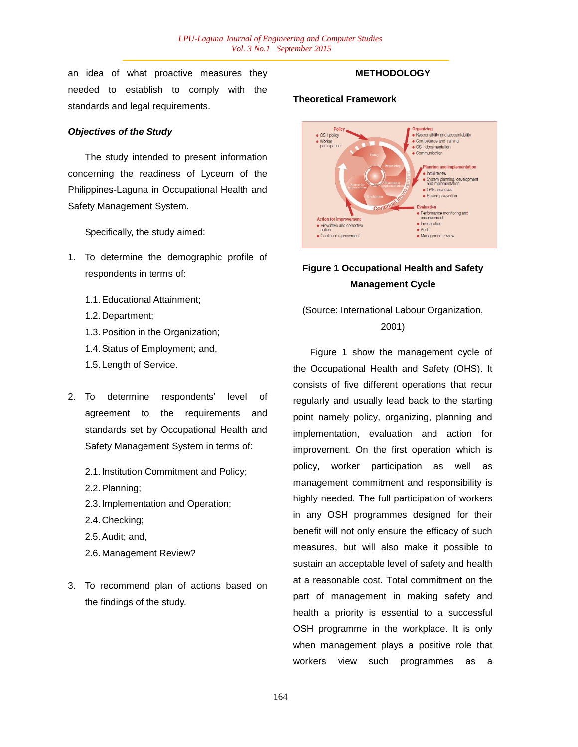an idea of what proactive measures they needed to establish to comply with the standards and legal requirements.

### *Objectives of the Study*

The study intended to present information concerning the readiness of Lyceum of the Philippines-Laguna in Occupational Health and Safety Management System.

Specifically, the study aimed:

1. To determine the demographic profile of respondents in terms of:

   1.1. Educational Attainment;
   1.2. Department;
   1.3. Position in the Organization;
   1.4. Status of Employment; and,
   1.5. Length of Service.

2. To determine respondents' level of agreement to the requirements and standards set by Occupational Health and Safety Management System in terms of:

   2.1. Institution Commitment and Policy;
   2.2. Planning;
   2.3. Implementation and Operation;
   2.4. Checking;
   2.5. Audit; and,
   2.6. Management Review?

3. To recommend plan of actions based on the findings of the study.

## METHODOLOGY

### Theoretical Framework

Policy
- OSH policy
- Worker participation

Organizing
- Responsibility and accountability
- Competence and training
- OSH documentation
- Communication

Planning and implementation
- Initial review
- System planning, development and implementation
- OSH objectives
- Hazard prevention

Evaluation
- Performance monitoring and measurement
- Investigation
- Audit
- Management review

Action for improvement
- Preventive and corrective action
- Continual improvement

Continual improvement

**Figure 1 Occupational Health and Safety Management Cycle**

(Source: International Labour Organization, 2001)

Figure 1 show the management cycle of the Occupational Health and Safety (OHS). It consists of five different operations that recur regularly and usually lead back to the starting point namely policy, organizing, planning and implementation, evaluation and action for improvement. On the first operation which is policy, worker participation as well as management commitment and responsibility is highly needed. The full participation of workers in any OSH programmes designed for their benefit will not only ensure the efficacy of such measures, but will also make it possible to sustain an acceptable level of safety and health at a reasonable cost. Total commitment on the part of management in making safety and health a priority is essential to a successful OSH programme in the workplace. It is only when management plays a positive role that workers view such programmes as a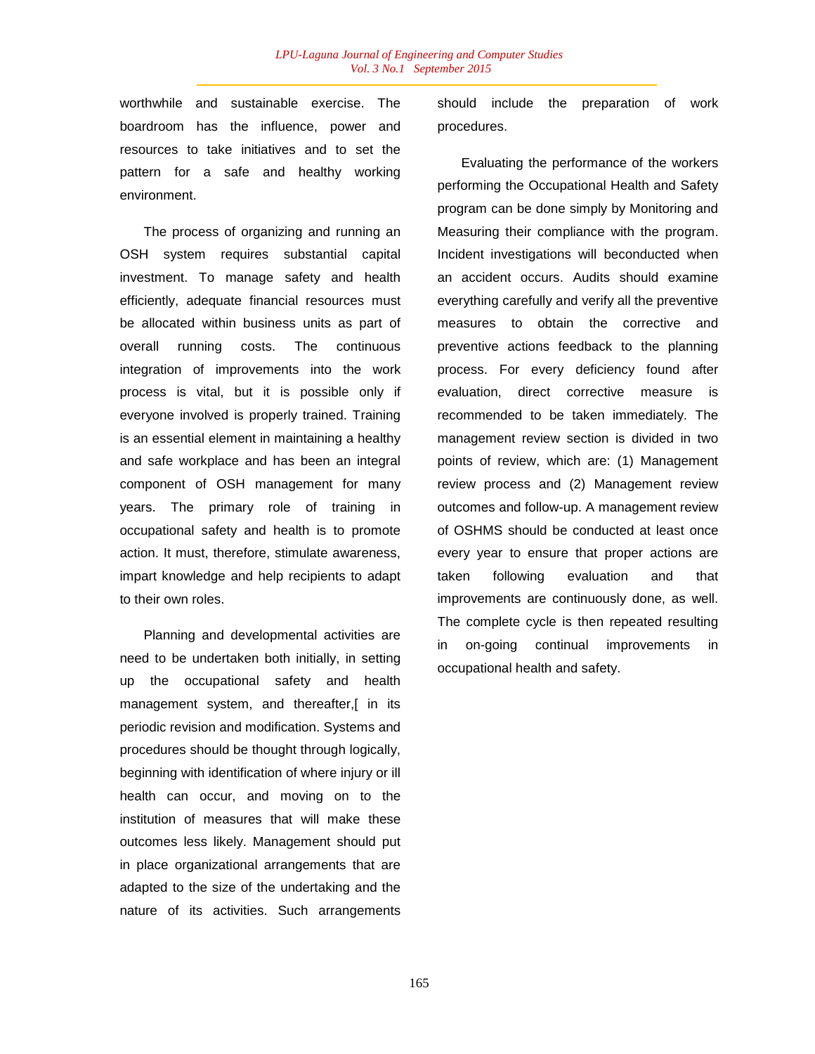worthwhile and sustainable exercise. The boardroom has the influence, power and resources to take initiatives and to set the pattern for a safe and healthy working environment.

The process of organizing and running an OSH system requires substantial capital investment. To manage safety and health efficiently, adequate financial resources must be allocated within business units as part of overall running costs. The continuous integration of improvements into the work process is vital, but it is possible only if everyone involved is properly trained. Training is an essential element in maintaining a healthy and safe workplace and has been an integral component of OSH management for many years. The primary role of training in occupational safety and health is to promote action. It must, therefore, stimulate awareness, impart knowledge and help recipients to adapt to their own roles.

Planning and developmental activities are need to be undertaken both initially, in setting up the occupational safety and health management system, and thereafter,[ in its periodic revision and modification. Systems and procedures should be thought through logically, beginning with identification of where injury or ill health can occur, and moving on to the institution of measures that will make these outcomes less likely. Management should put in place organizational arrangements that are adapted to the size of the undertaking and the nature of its activities. Such arrangements should include the preparation of work procedures.

Evaluating the performance of the workers performing the Occupational Health and Safety program can be done simply by Monitoring and Measuring their compliance with the program. Incident investigations will beconducted when an accident occurs. Audits should examine everything carefully and verify all the preventive measures to obtain the corrective and preventive actions feedback to the planning process. For every deficiency found after evaluation, direct corrective measure is recommended to be taken immediately. The management review section is divided in two points of review, which are: (1) Management review process and (2) Management review outcomes and follow-up. A management review of OSHMS should be conducted at least once every year to ensure that proper actions are taken following evaluation and that improvements are continuously done, as well. The complete cycle is then repeated resulting in on-going continual improvements in occupational health and safety.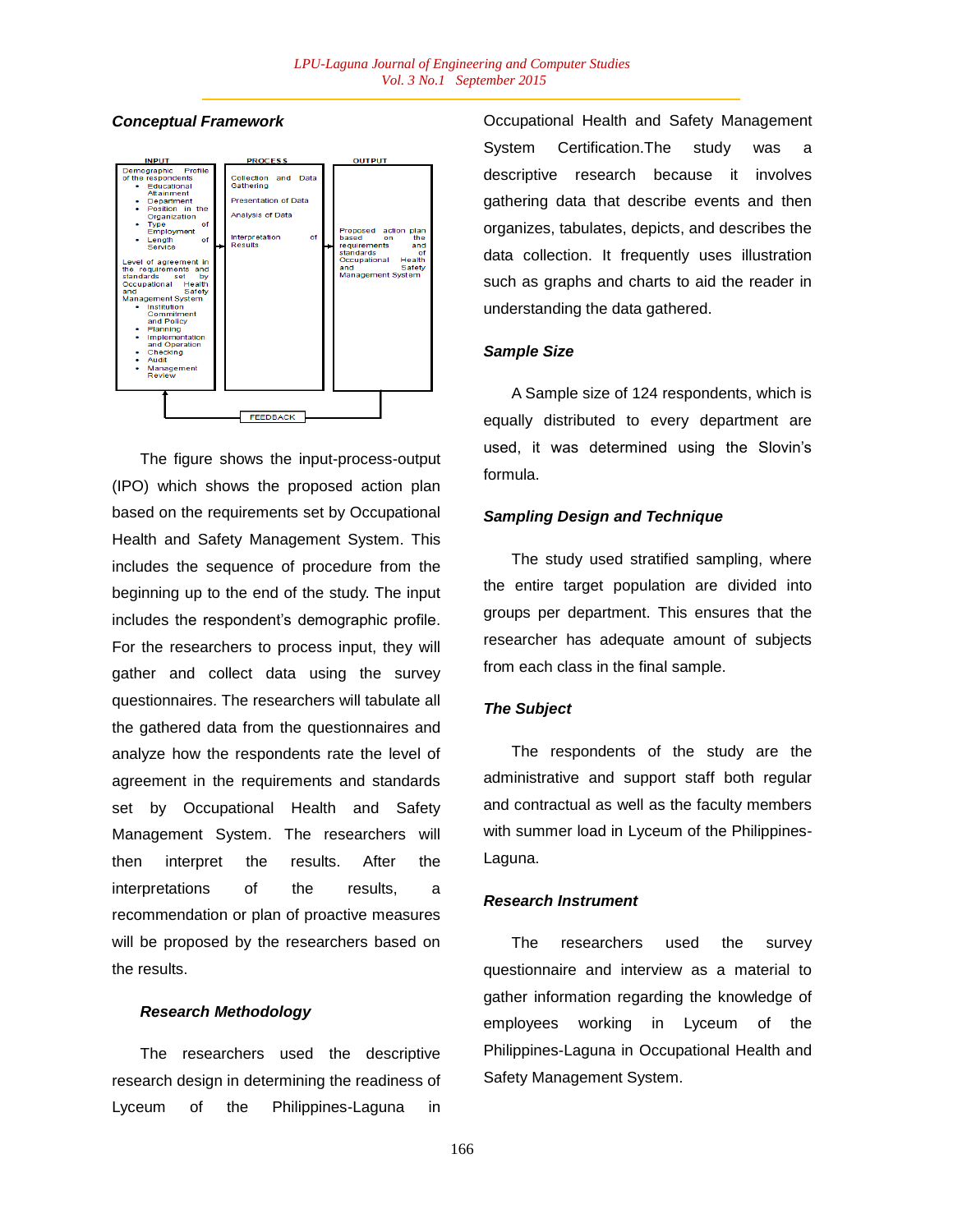### Conceptual Framework

INPUT

Demographic Profile of the respondents
- Educational Attainment
- Department
- Position in the Organization
- Type of Employment
- Length of Service

Level of agreement in the requirements and standards set by Occupational Health and Safety Management System
- Institution Commitment and Policy
- Planning
- Implementation and Operation
- Checking
- Audit
- Management Review

PROCESS

Collection and Data Gathering

Presentation of Data

Analysis of Data

Interpretation of Results

OUTPUT

Proposed action plan based on the requirements and standards of Occupational Health and Safety Management System

FEEDBACK

The figure shows the input-process-output (IPO) which shows the proposed action plan based on the requirements set by Occupational Health and Safety Management System. This includes the sequence of procedure from the beginning up to the end of the study. The input includes the respondent's demographic profile. For the researchers to process input, they will gather and collect data using the survey questionnaires. The researchers will tabulate all the gathered data from the questionnaires and analyze how the respondents rate the level of agreement in the requirements and standards set by Occupational Health and Safety Management System. The researchers will then interpret the results. After the interpretations of the results, a recommendation or plan of proactive measures will be proposed by the researchers based on the results.

### Research Methodology

The researchers used the descriptive research design in determining the readiness of Lyceum of the Philippines-Laguna in Occupational Health and Safety Management System Certification.The study was a descriptive research because it involves gathering data that describe events and then organizes, tabulates, depicts, and describes the data collection. It frequently uses illustration such as graphs and charts to aid the reader in understanding the data gathered.

### Sample Size

A Sample size of 124 respondents, which is equally distributed to every department are used, it was determined using the Slovin's formula.

### Sampling Design and Technique

The study used stratified sampling, where the entire target population are divided into groups per department. This ensures that the researcher has adequate amount of subjects from each class in the final sample.

### The Subject

The respondents of the study are the administrative and support staff both regular and contractual as well as the faculty members with summer load in Lyceum of the Philippines-Laguna.

### Research Instrument

The researchers used the survey questionnaire and interview as a material to gather information regarding the knowledge of employees working in Lyceum of the Philippines-Laguna in Occupational Health and Safety Management System.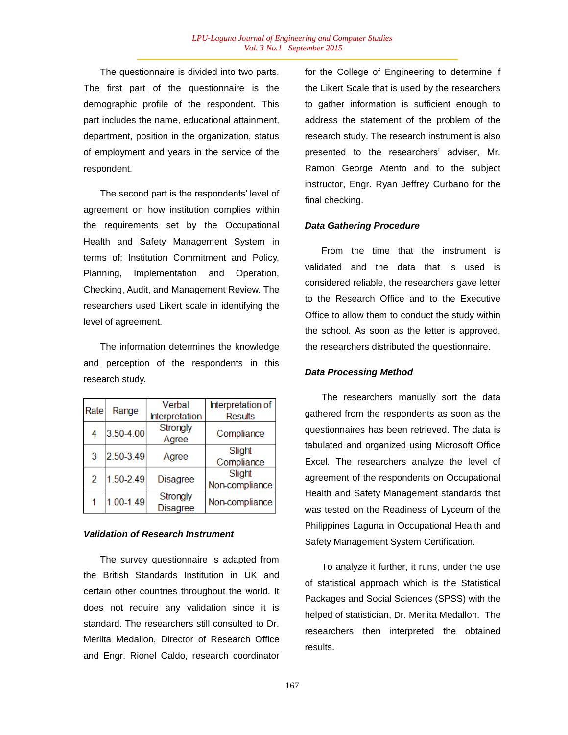The questionnaire is divided into two parts. The first part of the questionnaire is the demographic profile of the respondent. This part includes the name, educational attainment, department, position in the organization, status of employment and years in the service of the respondent.

The second part is the respondents' level of agreement on how institution complies within the requirements set by the Occupational Health and Safety Management System in terms of: Institution Commitment and Policy, Planning, Implementation and Operation, Checking, Audit, and Management Review. The researchers used Likert scale in identifying the level of agreement.

The information determines the knowledge and perception of the respondents in this research study.

| Rate | Range | Verbal Interpretation | Interpretation of Results |
|---|---|---|---|
| 4 | 3.50-4.00 | Strongly Agree | Compliance |
| 3 | 2.50-3.49 | Agree | Slight Compliance |
| 2 | 1.50-2.49 | Disagree | Slight Non-compliance |
| 1 | 1.00-1.49 | Strongly Disagree | Non-compliance |

***Validation of Research Instrument***

The survey questionnaire is adapted from the British Standards Institution in UK and certain other countries throughout the world. It does not require any validation since it is standard. The researchers still consulted to Dr. Merlita Medallon, Director of Research Office and Engr. Rionel Caldo, research coordinator for the College of Engineering to determine if the Likert Scale that is used by the researchers to gather information is sufficient enough to address the statement of the problem of the research study. The research instrument is also presented to the researchers' adviser, Mr. Ramon George Atento and to the subject instructor, Engr. Ryan Jeffrey Curbano for the final checking.

***Data Gathering Procedure***

From the time that the instrument is validated and the data that is used is considered reliable, the researchers gave letter to the Research Office and to the Executive Office to allow them to conduct the study within the school. As soon as the letter is approved, the researchers distributed the questionnaire.

***Data Processing Method***

The researchers manually sort the data gathered from the respondents as soon as the questionnaires has been retrieved. The data is tabulated and organized using Microsoft Office Excel. The researchers analyze the level of agreement of the respondents on Occupational Health and Safety Management standards that was tested on the Readiness of Lyceum of the Philippines Laguna in Occupational Health and Safety Management System Certification.

To analyze it further, it runs, under the use of statistical approach which is the Statistical Packages and Social Sciences (SPSS) with the helped of statistician, Dr. Merlita Medallon. The researchers then interpreted the obtained results.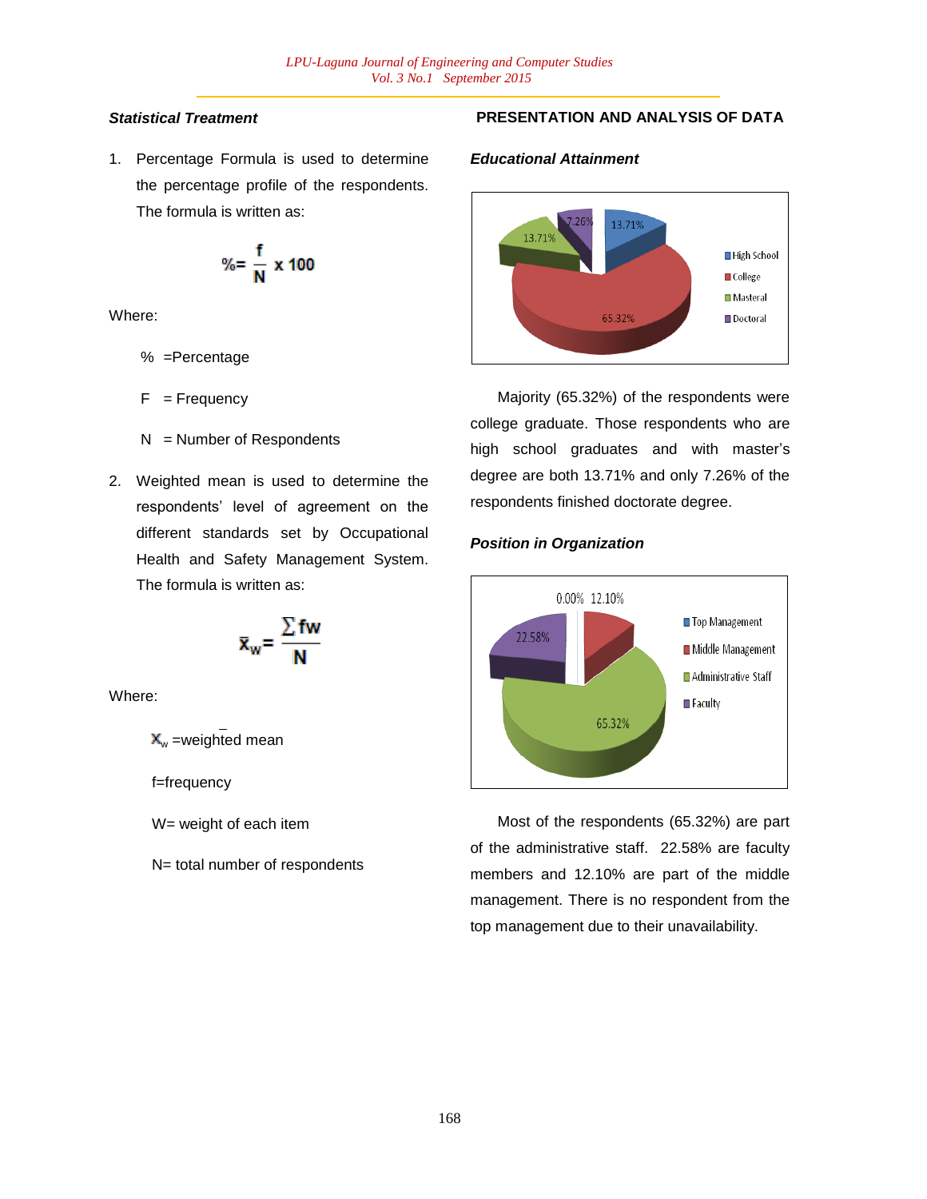### Statistical Treatment

1. Percentage Formula is used to determine the percentage profile of the respondents. The formula is written as:

$$\% = \frac{f}{N} \times 100$$

Where:

% =Percentage

F = Frequency

N = Number of Respondents

2. Weighted mean is used to determine the respondents' level of agreement on the different standards set by Occupational Health and Safety Management System. The formula is written as:

$$\bar{x}_w = \frac{\sum fw}{N}$$

Where:

$\bar{x}_w$ =weighted mean

f=frequency

W= weight of each item

N= total number of respondents

## PRESENTATION AND ANALYSIS OF DATA

### Educational Attainment

13.71%
7.26%
13.71%
65.32%
High School
College
Masteral
Doctoral

Majority (65.32%) of the respondents were college graduate. Those respondents who are high school graduates and with master's degree are both 13.71% and only 7.26% of the respondents finished doctorate degree.

### Position in Organization

0.00%
12.10%
22.58%
65.32%
Top Management
Middle Management
Administrative Staff
Faculty

Most of the respondents (65.32%) are part of the administrative staff. 22.58% are faculty members and 12.10% are part of the middle management. There is no respondent from the top management due to their unavailability.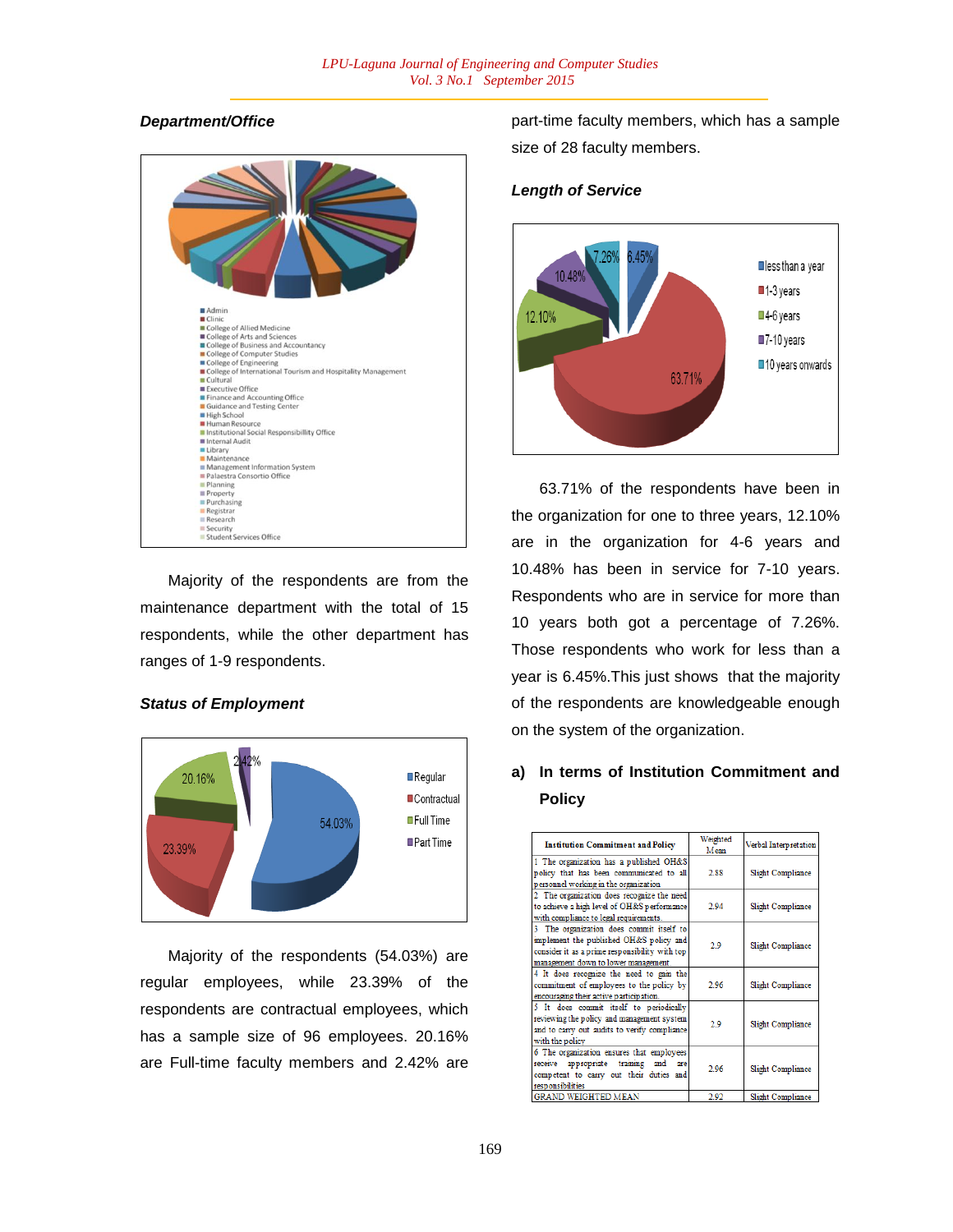### *Department/Office*

Admin
Clinic
College of Allied Medicine
College of Arts and Sciences
College of Business and Accountancy
College of Computer Studies
College of Engineering
College of International Tourism and Hospitality Management
Cultural
Executive Office
Finance and Accounting Office
Guidance and Testing Center
High School
Human Resource
Institutional Social Responsibillity Office
Internal Audit
Library
Maintenance
Management Information System
Palaestra Consortio Office
Planning
Property
Purchasing
Registrar
Research
Security
Student Services Office

Majority of the respondents are from the maintenance department with the total of 15 respondents, while the other department has ranges of 1-9 respondents.

### *Status of Employment*

2.42%
20.16%
54.03%
23.39%
Regular
Contractual
Full Time
Part Time

Majority of the respondents (54.03%) are regular employees, while 23.39% of the respondents are contractual employees, which has a sample size of 96 employees. 20.16% are Full-time faculty members and 2.42% are part-time faculty members, which has a sample size of 28 faculty members.

### *Length of Service*

7.26%
6.45%
10.48%
12.10%
63.71%
less than a year
1-3 years
4-6 years
7-10 years
10 years onwards

63.71% of the respondents have been in the organization for one to three years, 12.10% are in the organization for 4-6 years and 10.48% has been in service for 7-10 years. Respondents who are in service for more than 10 years both got a percentage of 7.26%. Those respondents who work for less than a year is 6.45%.This just shows that the majority of the respondents are knowledgeable enough on the system of the organization.

### a) In terms of Institution Commitment and Policy

| Institution Commitment and Policy | Weighted Mean | Verbal Interpretation |
|---|---|---|
| 1 The organization has a published OH&S policy that has been communicated to all personnel working in the organization | 2.88 | Slight Compliance |
| 2 The organization does recognize the need to achieve a high level of OH&S performance with compliance to legal requirements. | 2.94 | Slight Compliance |
| 3 The organization does commit itself to implement the published OH&S policy and consider it as a prime responsibility with top management down to lower management | 2.9 | Slight Compliance |
| 4 It does recognize the need to gain the commitment of employees to the policy by encouraging their active participation. | 2.96 | Slight Compliance |
| 5 It does commit itself to periodically reviewing the policy and management system and to carry out audits to verify compliance with the policy | 2.9 | Slight Compliance |
| 6 The organization ensures that employees receive appropriate training and are competent to carry out their duties and responsibilities | 2.96 | Slight Compliance |
| GRAND WEIGHTED MEAN | 2.92 | Slight Compliance |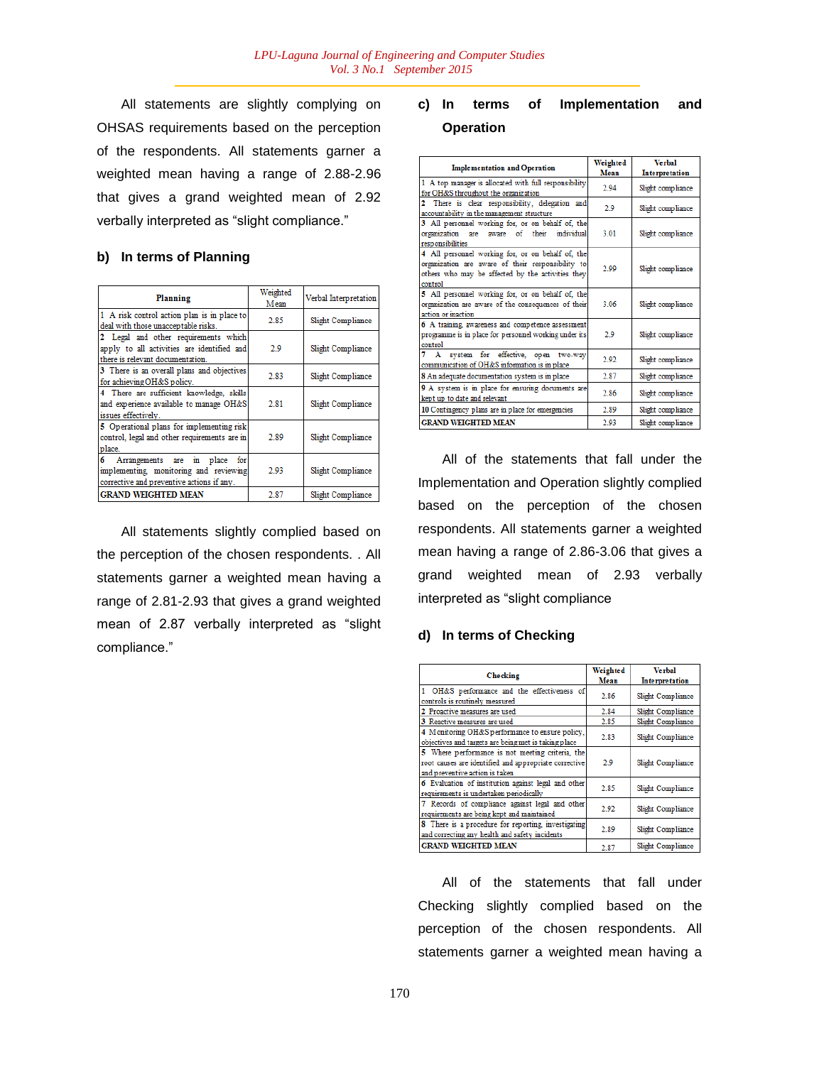All statements are slightly complying on OHSAS requirements based on the perception of the respondents. All statements garner a weighted mean having a range of 2.88-2.96 that gives a grand weighted mean of 2.92 verbally interpreted as "slight compliance."

**b) In terms of Planning**

| Planning | Weighted Mean | Verbal Interpretation |
|---|---|---|
| 1 A risk control action plan is in place to deal with those unacceptable risks. | 2.85 | Slight Compliance |
| 2 Legal and other requirements which apply to all activities are identified and there is relevant documentation. | 2.9 | Slight Compliance |
| 3 There is an overall plans and objectives for achieving OH&S policy. | 2.83 | Slight Compliance |
| 4 There are sufficient knowledge, skills and experience available to manage OH&S issues effectively. | 2.81 | Slight Compliance |
| 5 Operational plans for implementing risk control, legal and other requirements are in place. | 2.89 | Slight Compliance |
| 6 Arrangements are in place for implementing, monitoring and reviewing corrective and preventive actions if any. | 2.93 | Slight Compliance |
| GRAND WEIGHTED MEAN | 2.87 | Slight Compliance |

All statements slightly complied based on the perception of the chosen respondents. . All statements garner a weighted mean having a range of 2.81-2.93 that gives a grand weighted mean of 2.87 verbally interpreted as "slight compliance."

**c) In terms of Implementation and Operation**

| Implementation and Operation | Weighted Mean | Verbal Interpretation |
|---|---|---|
| 1 A top manager is allocated with full responsibility for OH&S throughout the organization | 2.94 | Slight compliance |
| 2 There is clear responsibility, delegation and accountability in the management structure | 2.9 | Slight compliance |
| 3 All personnel working for, or on behalf of, the organization are aware of their individual responsibilities | 3.01 | Slight compliance |
| 4 All personnel working for, or on behalf of, the organization are aware of their responsibility to others who may be affected by the activities they control | 2.99 | Slight compliance |
| 5 All personnel working for, or on behalf of, the organization are aware of the consequences of their action or inaction | 3.06 | Slight compliance |
| 6 A training, awareness and competence assessment programme is in place for personnel working under its control | 2.9 | Slight compliance |
| 7 A system for effective, open two-way communication of OH&S information is in place | 2.92 | Slight compliance |
| 8 An adequate documentation system is in place | 2.87 | Slight compliance |
| 9 A system is in place for ensuring documents are kept up to date and relevant | 2.86 | Slight compliance |
| 10 Contingency plans are in place for emergencies | 2.89 | Slight compliance |
| GRAND WEIGHTED MEAN | 2.93 | Slight compliance |

All of the statements that fall under the Implementation and Operation slightly complied based on the perception of the chosen respondents. All statements garner a weighted mean having a range of 2.86-3.06 that gives a grand weighted mean of 2.93 verbally interpreted as "slight compliance

**d) In terms of Checking**

| Checking | Weighted Mean | Verbal Interpretation |
|---|---|---|
| 1 OH&S performance and the effectiveness of controls is routinely measured | 2.86 | Slight Compliance |
| 2 Proactive measures are used | 2.84 | Slight Compliance |
| 3 Reactive measures are used | 2.85 | Slight Compliance |
| 4 Monitoring OH&S performance to ensure policy, objectives and targets are being met is taking place | 2.83 | Slight Compliance |
| 5 Where performance is not meeting criteria, the root causes are identified and appropriate corrective and preventive action is taken | 2.9 | Slight Compliance |
| 6 Evaluation of institution against legal and other requirements is undertaken periodically | 2.85 | Slight Compliance |
| 7 Records of compliance against legal and other requirements are being kept and maintained | 2.92 | Slight Compliance |
| 8 There is a procedure for reporting, investigating and correcting any health and safety incidents | 2.89 | Slight Compliance |
| GRAND WEIGHTED MEAN | 2.87 | Slight Compliance |

All of the statements that fall under Checking slightly complied based on the perception of the chosen respondents. All statements garner a weighted mean having a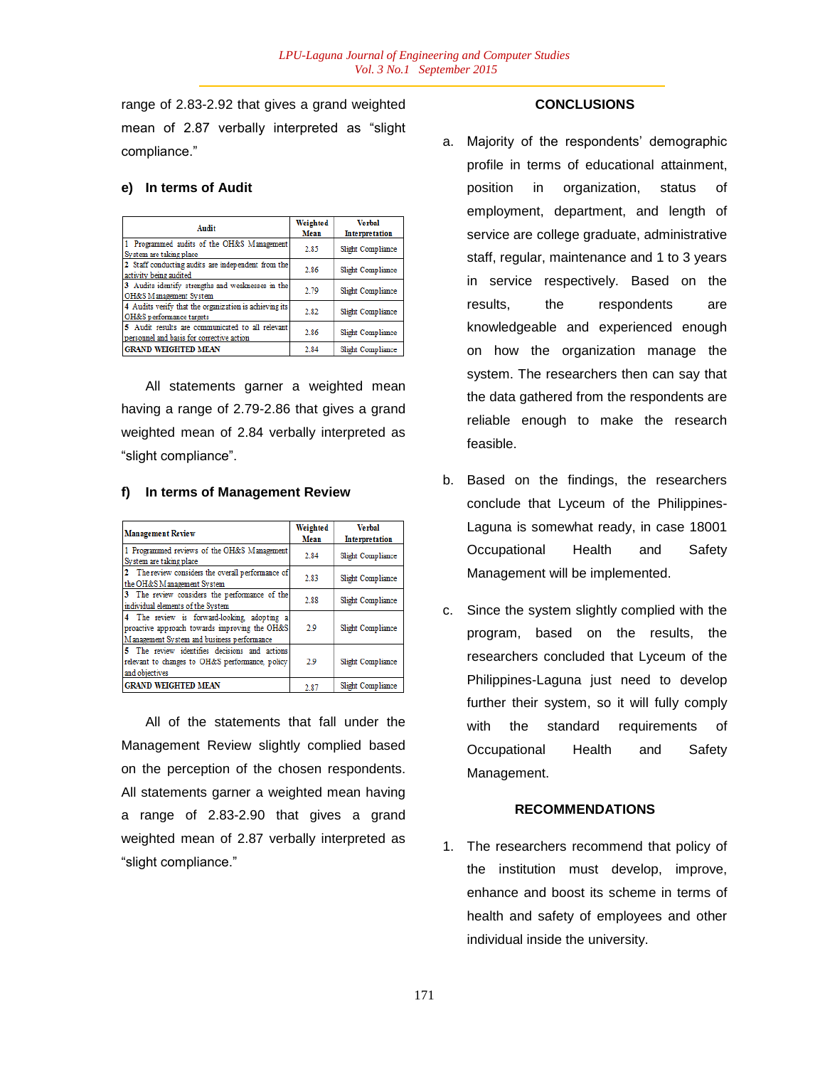range of 2.83-2.92 that gives a grand weighted mean of 2.87 verbally interpreted as "slight compliance."

### e) In terms of Audit

| Audit | Weighted Mean | Verbal Interpretation |
|---|---|---|
| 1 Programmed audits of the OH&S Management System are taking place | 2.85 | Slight Compliance |
| 2 Staff conducting audits are independent from the activity being audited | 2.86 | Slight Compliance |
| 3 Audits identify strengths and weaknesses in the OH&S Management System | 2.79 | Slight Compliance |
| 4 Audits verify that the organization is achieving its OH&S performance targets | 2.82 | Slight Compliance |
| 5 Audit results are communicated to all relevant personnel and basis for corrective action | 2.86 | Slight Compliance |
| GRAND WEIGHTED MEAN | 2.84 | Slight Compliance |

All statements garner a weighted mean having a range of 2.79-2.86 that gives a grand weighted mean of 2.84 verbally interpreted as "slight compliance".

### f) In terms of Management Review

| Management Review | Weighted Mean | Verbal Interpretation |
|---|---|---|
| 1 Programmed reviews of the OH&S Management System are taking place | 2.84 | Slight Compliance |
| 2 The review considers the overall performance of the OH&S Management System | 2.83 | Slight Compliance |
| 3 The review considers the performance of the individual elements of the System | 2.88 | Slight Compliance |
| 4 The review is forward-looking, adopting a proactive approach towards improving the OH&S Management System and business performance | 2.9 | Slight Compliance |
| 5 The review identifies decisions and actions relevant to changes to OH&S performance, policy and objectives | 2.9 | Slight Compliance |
| GRAND WEIGHTED MEAN | 2.87 | Slight Compliance |

All of the statements that fall under the Management Review slightly complied based on the perception of the chosen respondents. All statements garner a weighted mean having a range of 2.83-2.90 that gives a grand weighted mean of 2.87 verbally interpreted as "slight compliance."

## CONCLUSIONS

a. Majority of the respondents' demographic profile in terms of educational attainment, position in organization, status of employment, department, and length of service are college graduate, administrative staff, regular, maintenance and 1 to 3 years in service respectively. Based on the results, the respondents are knowledgeable and experienced enough on how the organization manage the system. The researchers then can say that the data gathered from the respondents are reliable enough to make the research feasible.

b. Based on the findings, the researchers conclude that Lyceum of the Philippines-Laguna is somewhat ready, in case 18001 Occupational Health and Safety Management will be implemented.

c. Since the system slightly complied with the program, based on the results, the researchers concluded that Lyceum of the Philippines-Laguna just need to develop further their system, so it will fully comply with the standard requirements of Occupational Health and Safety Management.

## RECOMMENDATIONS

1. The researchers recommend that policy of the institution must develop, improve, enhance and boost its scheme in terms of health and safety of employees and other individual inside the university.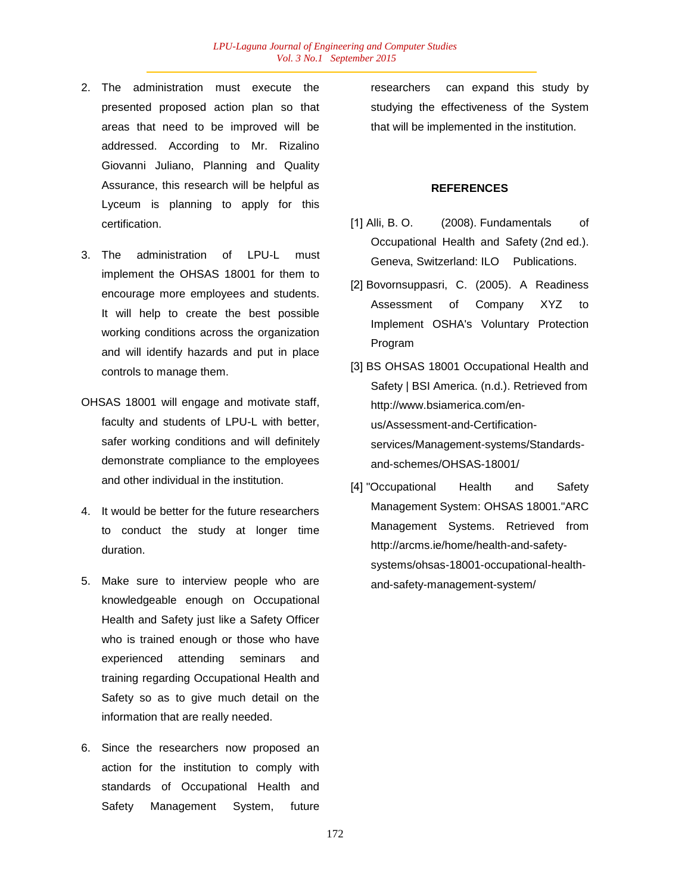2. The administration must execute the presented proposed action plan so that areas that need to be improved will be addressed. According to Mr. Rizalino Giovanni Juliano, Planning and Quality Assurance, this research will be helpful as Lyceum is planning to apply for this certification.

3. The administration of LPU-L must implement the OHSAS 18001 for them to encourage more employees and students. It will help to create the best possible working conditions across the organization and will identify hazards and put in place controls to manage them.

OHSAS 18001 will engage and motivate staff, faculty and students of LPU-L with better, safer working conditions and will definitely demonstrate compliance to the employees and other individual in the institution.

4. It would be better for the future researchers to conduct the study at longer time duration.

5. Make sure to interview people who are knowledgeable enough on Occupational Health and Safety just like a Safety Officer who is trained enough or those who have experienced attending seminars and training regarding Occupational Health and Safety so as to give much detail on the information that are really needed.

6. Since the researchers now proposed an action for the institution to comply with standards of Occupational Health and Safety Management System, future researchers can expand this study by studying the effectiveness of the System that will be implemented in the institution.

## REFERENCES

[1] Alli, B. O. (2008). Fundamentals of Occupational Health and Safety (2nd ed.). Geneva, Switzerland: ILO Publications.

[2] Bovornsuppasri, C. (2005). A Readiness Assessment of Company XYZ to Implement OSHA's Voluntary Protection Program

[3] BS OHSAS 18001 Occupational Health and Safety | BSI America. (n.d.). Retrieved from http://www.bsiamerica.com/en-us/Assessment-and-Certification-services/Management-systems/Standards-and-schemes/OHSAS-18001/

[4] "Occupational Health and Safety Management System: OHSAS 18001."ARC Management Systems. Retrieved from http://arcms.ie/home/health-and-safety-systems/ohsas-18001-occupational-health-and-safety-management-system/